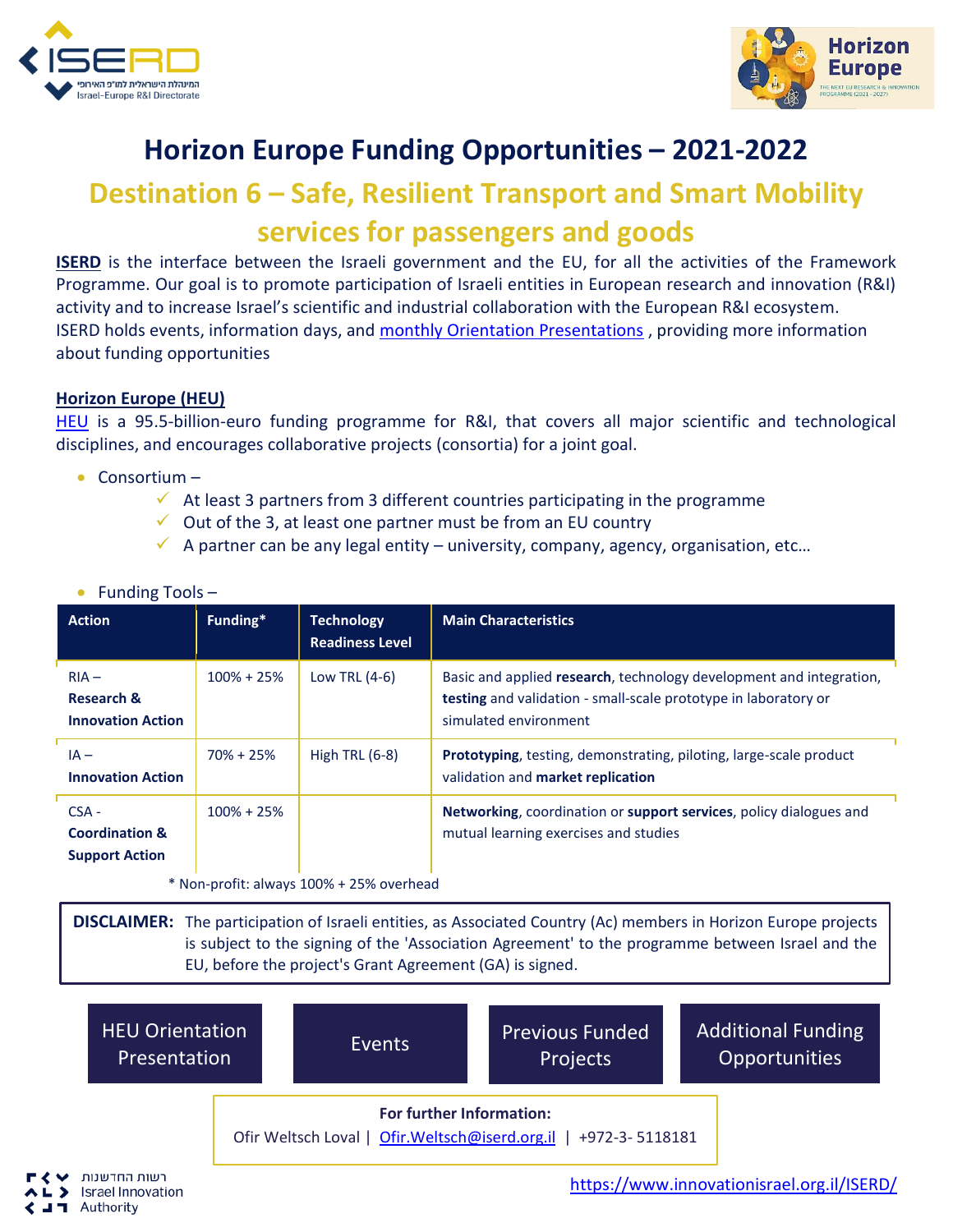# Horizon Europe Funding Opportunities – 2021-2022

## Destination 6 – Safe, Resilient Transport and Smart Mobility services for passengers and goods

**ISERD** is the interface between the Israeli government and the EU, for all the activities of the Framework Programme. Our goal is to promote participation of Israeli entities in European research and innovation (R&I) activity and to increase Israel's scientific and industrial collaboration with the European R&I ecosystem.
ISERD holds events, information days, and monthly Orientation Presentations , providing more information about funding opportunities

### Horizon Europe (HEU)

HEU is a 95.5-billion-euro funding programme for R&I, that covers all major scientific and technological disciplines, and encourages collaborative projects (consortia) for a joint goal.

- Consortium –
  - ✓ At least 3 partners from 3 different countries participating in the programme
  - ✓ Out of the 3, at least one partner must be from an EU country
  - ✓ A partner can be any legal entity – university, company, agency, organisation, etc…
- Funding Tools –

| Action | Funding* | Technology Readiness Level | Main Characteristics |
|---|---|---|---|
| RIA – **Research & Innovation Action** | 100% + 25% | Low TRL (4-6) | Basic and applied **research**, technology development and integration, **testing** and validation - small-scale prototype in laboratory or simulated environment |
| IA – **Innovation Action** | 70% + 25% | High TRL (6-8) | **Prototyping**, testing, demonstrating, piloting, large-scale product validation and **market replication** |
| CSA - **Coordination & Support Action** | 100% + 25% | | **Networking**, coordination or **support services**, policy dialogues and mutual learning exercises and studies |

\* Non-profit: always 100% + 25% overhead

**DISCLAIMER:** The participation of Israeli entities, as Associated Country (Ac) members in Horizon Europe projects is subject to the signing of the 'Association Agreement' to the programme between Israel and the EU, before the project's Grant Agreement (GA) is signed.

HEU Orientation Presentation | Events | Previous Funded Projects | Additional Funding Opportunities

**For further Information:**
Ofir Weltsch Loval | Ofir.Weltsch@iserd.org.il | +972-3- 5118181

https://www.innovationisrael.org.il/ISERD/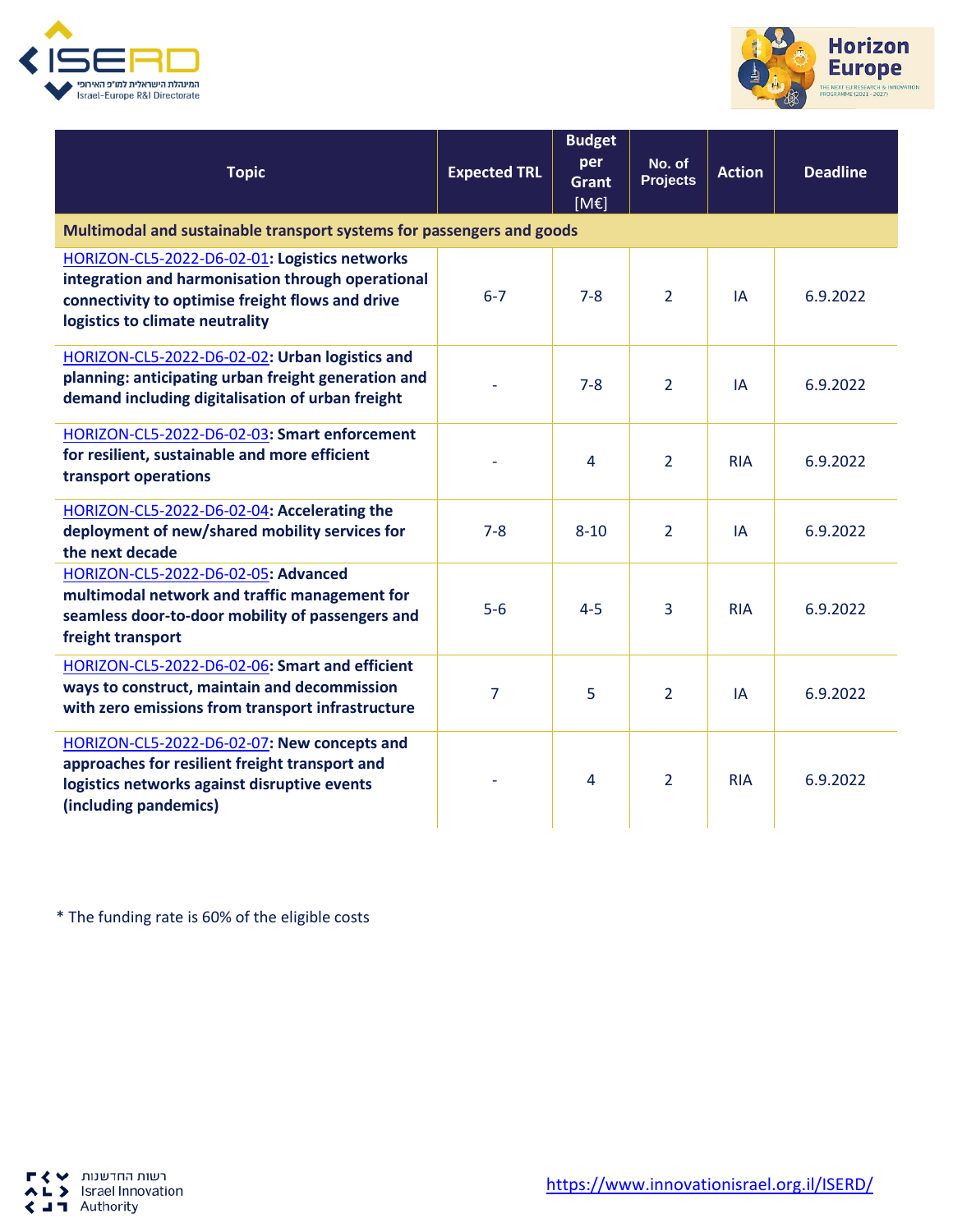| Topic | Expected TRL | Budget per Grant [M€] | No. of Projects | Action | Deadline |
|---|---|---|---|---|---|
| **Multimodal and sustainable transport systems for passengers and goods** | | | | | |
| HORIZON-CL5-2022-D6-02-01: **Logistics networks integration and harmonisation through operational connectivity to optimise freight flows and drive logistics to climate neutrality** | 6-7 | 7-8 | 2 | IA | 6.9.2022 |
| HORIZON-CL5-2022-D6-02-02: **Urban logistics and planning: anticipating urban freight generation and demand including digitalisation of urban freight** | - | 7-8 | 2 | IA | 6.9.2022 |
| HORIZON-CL5-2022-D6-02-03: **Smart enforcement for resilient, sustainable and more efficient transport operations** | - | 4 | 2 | RIA | 6.9.2022 |
| HORIZON-CL5-2022-D6-02-04: **Accelerating the deployment of new/shared mobility services for the next decade** | 7-8 | 8-10 | 2 | IA | 6.9.2022 |
| HORIZON-CL5-2022-D6-02-05: **Advanced multimodal network and traffic management for seamless door-to-door mobility of passengers and freight transport** | 5-6 | 4-5 | 3 | RIA | 6.9.2022 |
| HORIZON-CL5-2022-D6-02-06: **Smart and efficient ways to construct, maintain and decommission with zero emissions from transport infrastructure** | 7 | 5 | 2 | IA | 6.9.2022 |
| HORIZON-CL5-2022-D6-02-07: **New concepts and approaches for resilient freight transport and logistics networks against disruptive events (including pandemics)** | - | 4 | 2 | RIA | 6.9.2022 |

* The funding rate is 60% of the eligible costs